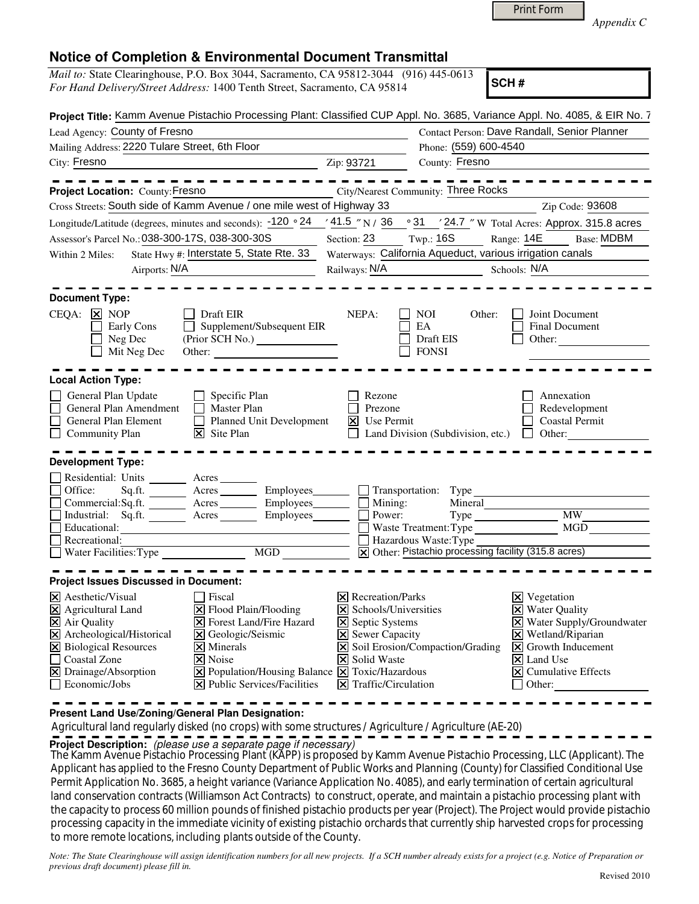Appendix C

# Notice of Completion & Environmental Document Transmittal

*Mail to:* State Clearinghouse, P.O. Box 3044, Sacramento, CA 95812-3044 (916) 445-0613
*For Hand Delivery/Street Address:* 1400 Tenth Street, Sacramento, CA 95814

**SCH #**

**Project Title:** Kamm Avenue Pistachio Processing Plant: Classified CUP Appl. No. 3685, Variance Appl. No. 4085, & EIR No. 7

Lead Agency: County of Fresno
Contact Person: Dave Randall, Senior Planner
Mailing Address: 2220 Tulare Street, 6th Floor
Phone: (559) 600-4540
City: Fresno
Zip: 93721
County: Fresno

**Project Location:** County: Fresno
City/Nearest Community: Three Rocks
Cross Streets: South side of Kamm Avenue / one mile west of Highway 33
Zip Code: 93608
Longitude/Latitude (degrees, minutes and seconds): -120 ° 24 ′ 41.5 ″ N / 36 ° 31 ′ 24.7 ″ W
Total Acres: Approx. 315.8 acres
Assessor's Parcel No.: 038-300-17S, 038-300-30S
Section: 23 Twp.: 16S Range: 14E Base: MDBM
Within 2 Miles: State Hwy #: Interstate 5, State Rte. 33
Waterways: California Aqueduct, various irrigation canals
Airports: N/A
Railways: N/A
Schools: N/A

**Document Type:**

CEQA:
- [x] NOP
- [ ] Early Cons
- [ ] Neg Dec
- [ ] Mit Neg Dec
- [ ] Draft EIR
- [ ] Supplement/Subsequent EIR (Prior SCH No.) ______
- Other: ______

NEPA:
- [ ] NOI
- [ ] EA
- [ ] Draft EIS
- [ ] FONSI

Other:
- [ ] Joint Document
- [ ] Final Document
- [ ] Other: ______

**Local Action Type:**

- [ ] General Plan Update
- [ ] General Plan Amendment
- [ ] General Plan Element
- [ ] Community Plan
- [ ] Specific Plan
- [ ] Master Plan
- [ ] Planned Unit Development
- [x] Site Plan
- [ ] Rezone
- [ ] Prezone
- [x] Use Permit
- [ ] Land Division (Subdivision, etc.)
- [ ] Annexation
- [ ] Redevelopment
- [ ] Coastal Permit
- [ ] Other: ______

**Development Type:**

- [ ] Residential: Units ______ Acres ______
- [ ] Office: Sq.ft. ______ Acres ______ Employees ______
- [ ] Commercial: Sq.ft. ______ Acres ______ Employees ______
- [ ] Industrial: Sq.ft. ______ Acres ______ Employees ______
- [ ] Educational: ______
- [ ] Recreational: ______
- [ ] Water Facilities: Type ______ MGD ______
- [ ] Transportation: Type ______
- [ ] Mining: Mineral ______
- [ ] Power: Type ______ MW ______
- [ ] Waste Treatment: Type ______ MGD ______
- [ ] Hazardous Waste: Type ______
- [x] Other: Pistachio processing facility (315.8 acres)

**Project Issues Discussed in Document:**

- [x] Aesthetic/Visual
- [x] Agricultural Land
- [x] Air Quality
- [x] Archeological/Historical
- [x] Biological Resources
- [ ] Coastal Zone
- [x] Drainage/Absorption
- [ ] Economic/Jobs
- [ ] Fiscal
- [x] Flood Plain/Flooding
- [x] Forest Land/Fire Hazard
- [x] Geologic/Seismic
- [x] Minerals
- [x] Noise
- [x] Population/Housing Balance
- [x] Public Services/Facilities
- [x] Recreation/Parks
- [x] Schools/Universities
- [x] Septic Systems
- [x] Sewer Capacity
- [x] Soil Erosion/Compaction/Grading
- [x] Solid Waste
- [x] Toxic/Hazardous
- [x] Traffic/Circulation
- [x] Vegetation
- [x] Water Quality
- [x] Water Supply/Groundwater
- [x] Wetland/Riparian
- [x] Growth Inducement
- [x] Land Use
- [x] Cumulative Effects
- [ ] Other: ______

**Present Land Use/Zoning/General Plan Designation:**

Agricultural land regularly disked (no crops) with some structures / Agriculture / Agriculture (AE-20)

**Project Description:** *(please use a separate page if necessary)*

The Kamm Avenue Pistachio Processing Plant (KAPP) is proposed by Kamm Avenue Pistachio Processing, LLC (Applicant). The Applicant has applied to the Fresno County Department of Public Works and Planning (County) for Classified Conditional Use Permit Application No. 3685, a height variance (Variance Application No. 4085), and early termination of certain agricultural land conservation contracts (Williamson Act Contracts) to construct, operate, and maintain a pistachio processing plant with the capacity to process 60 million pounds of finished pistachio products per year (Project). The Project would provide pistachio processing capacity in the immediate vicinity of existing pistachio orchards that currently ship harvested crops for processing to more remote locations, including plants outside of the County.

*Note: The State Clearinghouse will assign identification numbers for all new projects. If a SCH number already exists for a project (e.g. Notice of Preparation or previous draft document) please fill in.*

Revised 2010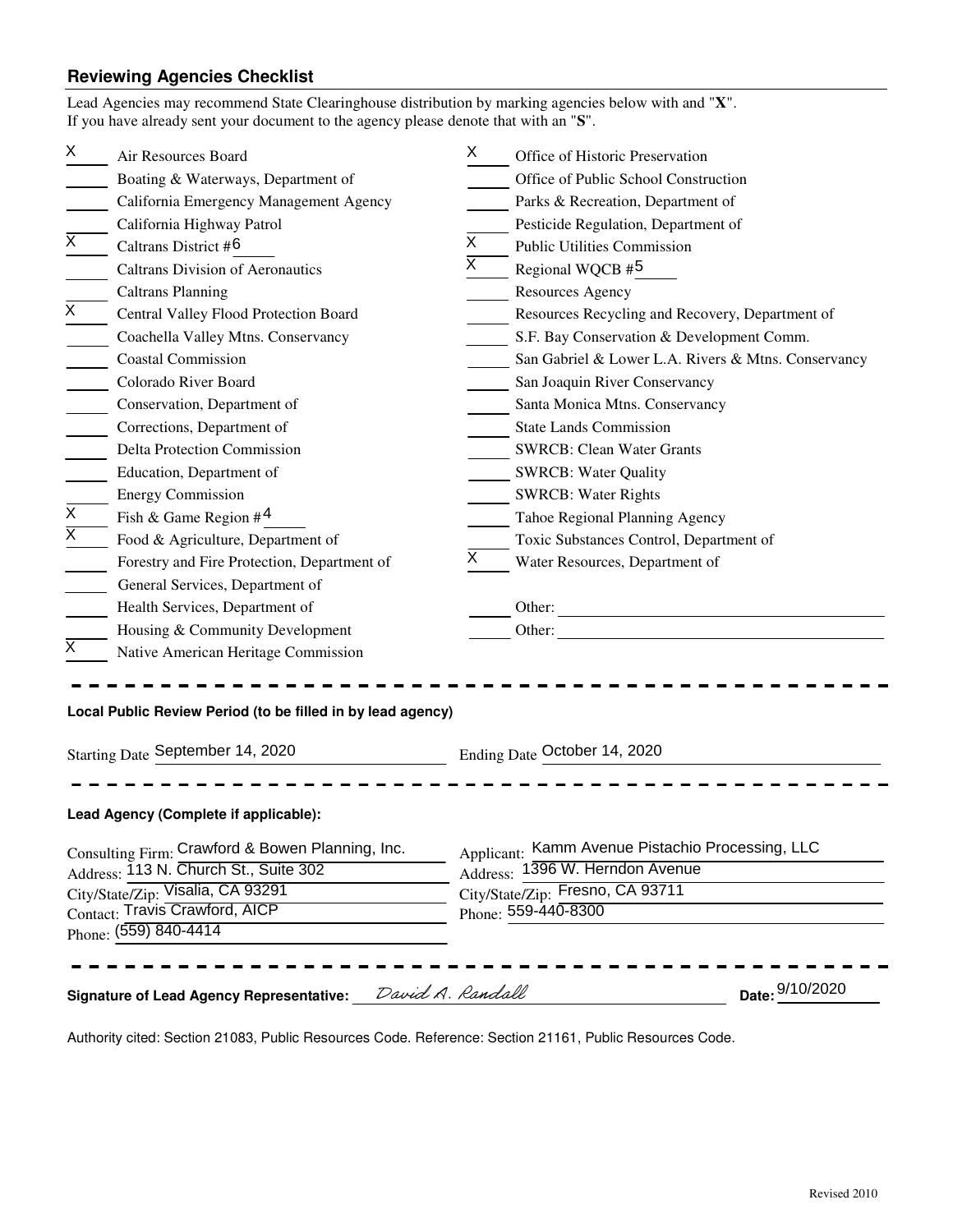## Reviewing Agencies Checklist

Lead Agencies may recommend State Clearinghouse distribution by marking agencies below with and "**X**".
If you have already sent your document to the agency please denote that with an "**S**".

| | | | |
|---|---|---|---|
| X | Air Resources Board | X | Office of Historic Preservation |
| | Boating & Waterways, Department of | | Office of Public School Construction |
| | California Emergency Management Agency | | Parks & Recreation, Department of |
| | California Highway Patrol | | Pesticide Regulation, Department of |
| X | Caltrans District # 6 | X | Public Utilities Commission |
| | Caltrans Division of Aeronautics | X | Regional WQCB # 5 |
| | Caltrans Planning | | Resources Agency |
| X | Central Valley Flood Protection Board | | Resources Recycling and Recovery, Department of |
| | Coachella Valley Mtns. Conservancy | | S.F. Bay Conservation & Development Comm. |
| | Coastal Commission | | San Gabriel & Lower L.A. Rivers & Mtns. Conservancy |
| | Colorado River Board | | San Joaquin River Conservancy |
| | Conservation, Department of | | Santa Monica Mtns. Conservancy |
| | Corrections, Department of | | State Lands Commission |
| | Delta Protection Commission | | SWRCB: Clean Water Grants |
| | Education, Department of | | SWRCB: Water Quality |
| | Energy Commission | | SWRCB: Water Rights |
| X | Fish & Game Region # 4 | | Tahoe Regional Planning Agency |
| X | Food & Agriculture, Department of | | Toxic Substances Control, Department of |
| | Forestry and Fire Protection, Department of | X | Water Resources, Department of |
| | General Services, Department of | | |
| | Health Services, Department of | | Other: |
| | Housing & Community Development | | Other: |
| X | Native American Heritage Commission | | |

**Local Public Review Period (to be filled in by lead agency)**

Starting Date September 14, 2020 Ending Date October 14, 2020

**Lead Agency (Complete if applicable):**

Consulting Firm: Crawford & Bowen Planning, Inc.
Address: 113 N. Church St., Suite 302
City/State/Zip: Visalia, CA 93291
Contact: Travis Crawford, AICP
Phone: (559) 840-4414

Applicant: Kamm Avenue Pistachio Processing, LLC
Address: 1396 W. Herndon Avenue
City/State/Zip: Fresno, CA 93711
Phone: 559-440-8300

**Signature of Lead Agency Representative:** *David A. Randall* **Date:** 9/10/2020

Authority cited: Section 21083, Public Resources Code. Reference: Section 21161, Public Resources Code.

Revised 2010